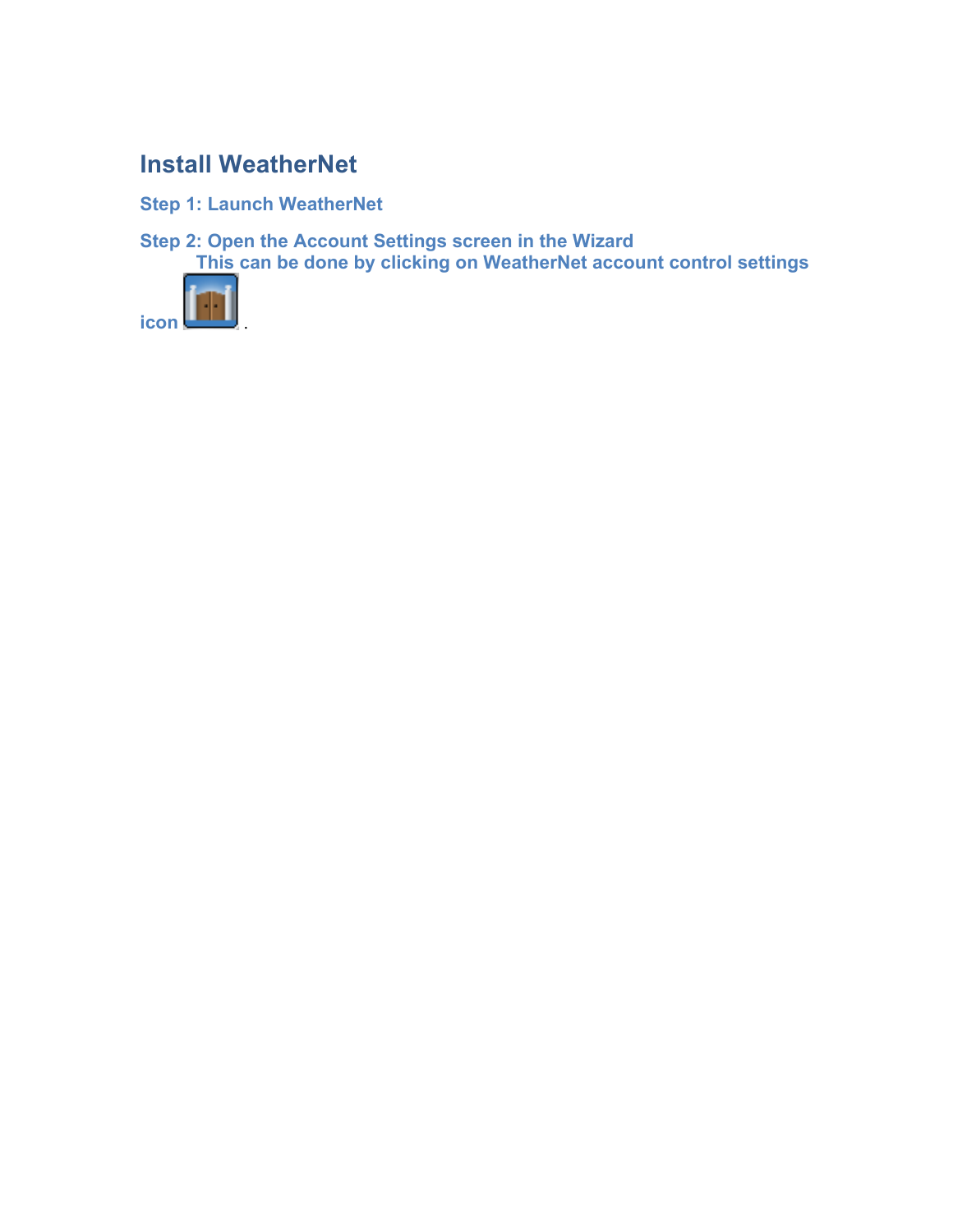# Install WeatherNet

### Step 1: Launch WeatherNet

### Step 2: Open the Account Settings screen in the Wizard

**This can be done by clicking on WeatherNet account control settings icon .**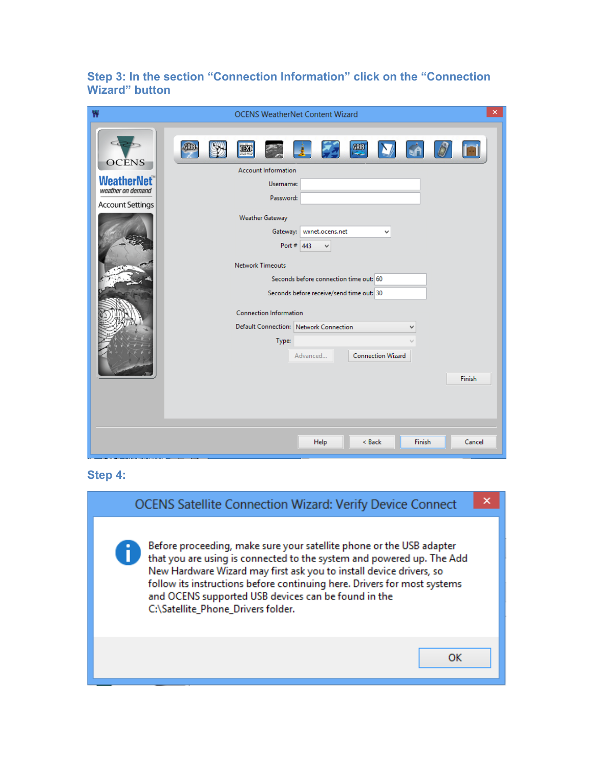### Step 3: In the section "Connection Information" click on the "Connection Wizard" button

### Step 4: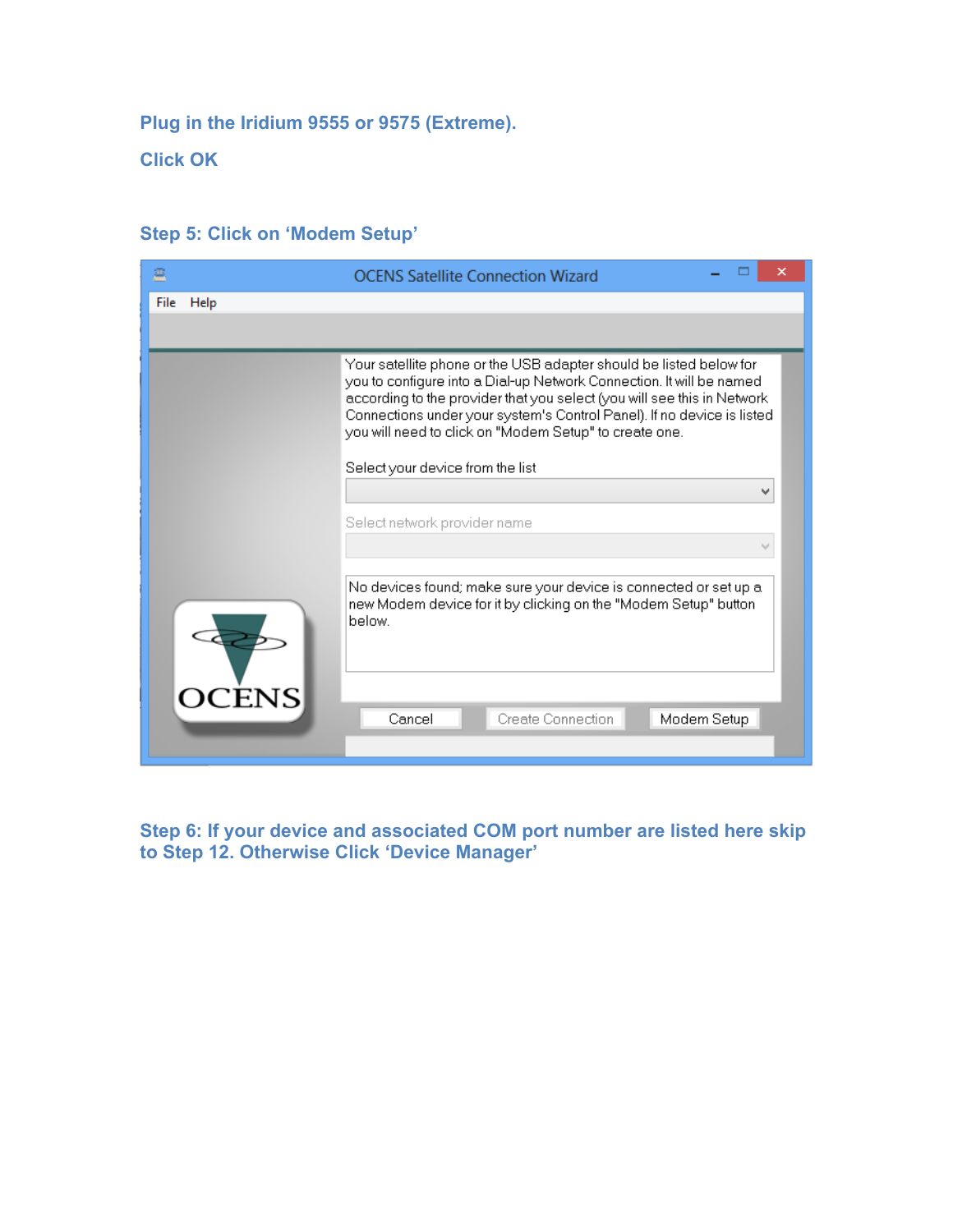**Plug in the Iridium 9555 or 9575 (Extreme).**

**Click OK**

**Step 5: Click on 'Modem Setup'**

**Step 6: If your device and associated COM port number are listed here skip to Step 12. Otherwise Click 'Device Manager'**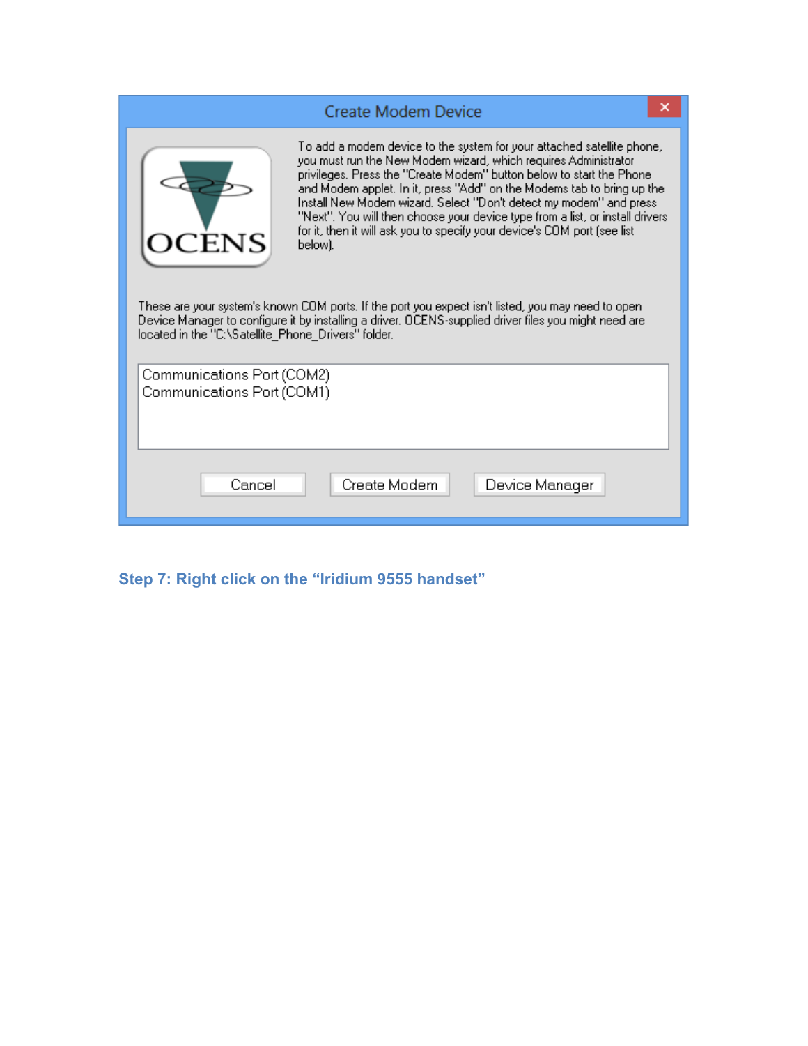**Create Modem Device**

OCENS

To add a modem device to the system for your attached satellite phone, you must run the New Modem wizard, which requires Administrator privileges. Press the "Create Modem" button below to start the Phone and Modem applet. In it, press "Add" on the Modems tab to bring up the Install New Modem wizard. Select "Don't detect my modem" and press "Next". You will then choose your device type from a list, or install drivers for it, then it will ask you to specify your device's COM port (see list below).

These are your system's known COM ports. If the port you expect isn't listed, you may need to open Device Manager to configure it by installing a driver. OCENS-supplied driver files you might need are located in the "C:\Satellite_Phone_Drivers" folder.

Communications Port (COM2)
Communications Port (COM1)

Cancel | Create Modem | Device Manager

### Step 7: Right click on the "Iridium 9555 handset"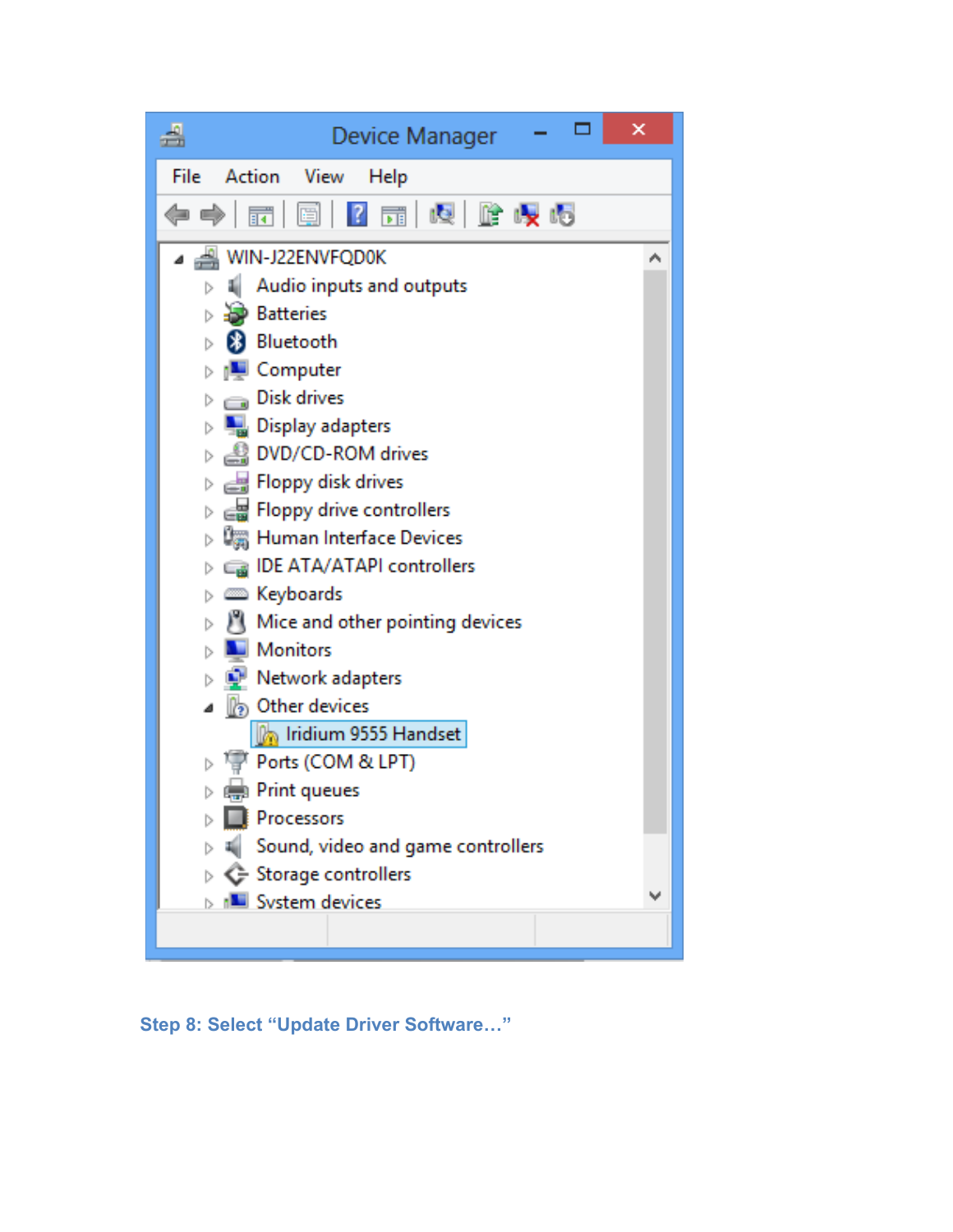**Step 8: Select "Update Driver Software…"**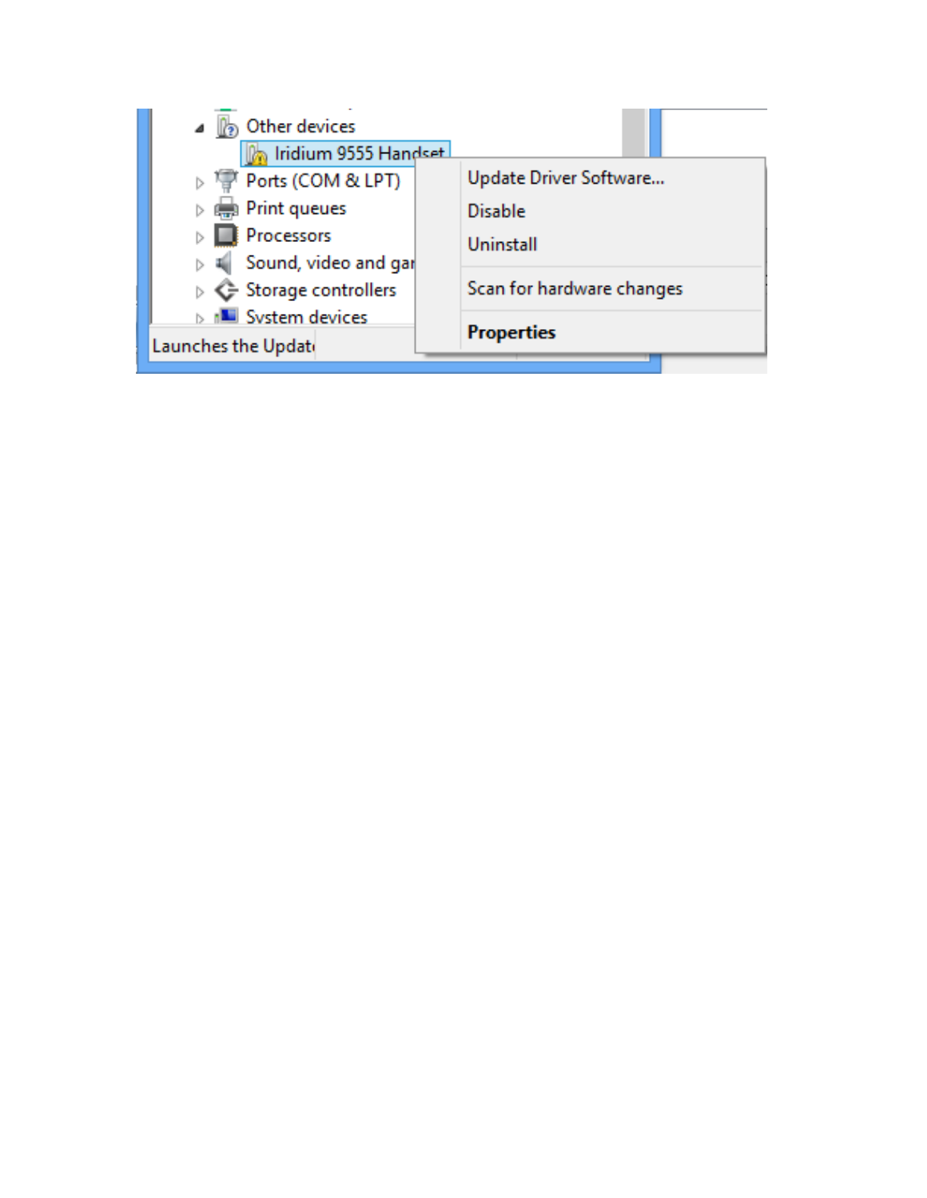Other devices

Iridium 9555 Handset

Ports (COM & LPT)

Print queues

Processors

Sound, video and gar

Storage controllers

System devices

Update Driver Software...

Disable

Uninstall

Scan for hardware changes

**Properties**

Launches the Updat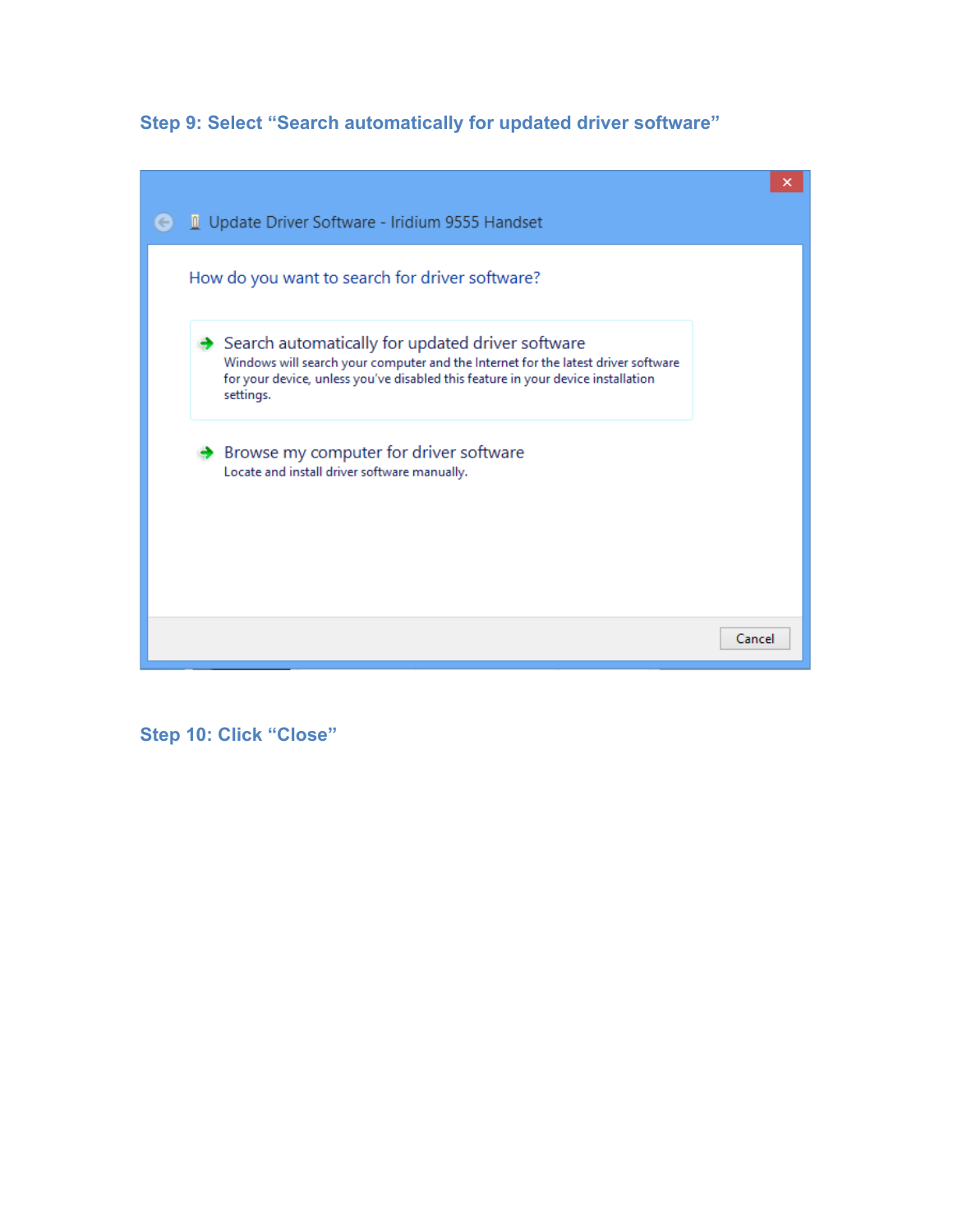### Step 9: Select “Search automatically for updated driver software”

### Step 10: Click “Close”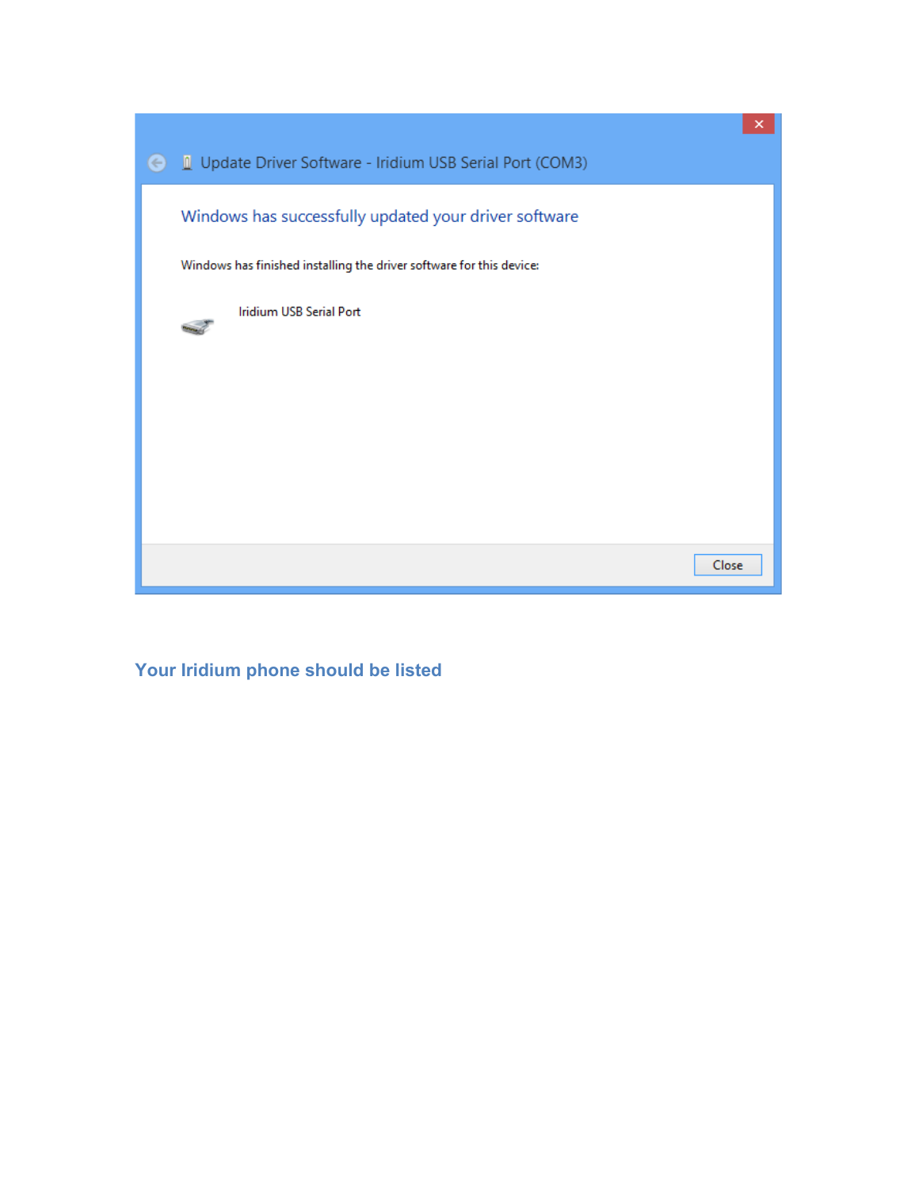Update Driver Software - Iridium USB Serial Port (COM3)

Windows has successfully updated your driver software

Windows has finished installing the driver software for this device:

Iridium USB Serial Port

Close

## Your Iridium phone should be listed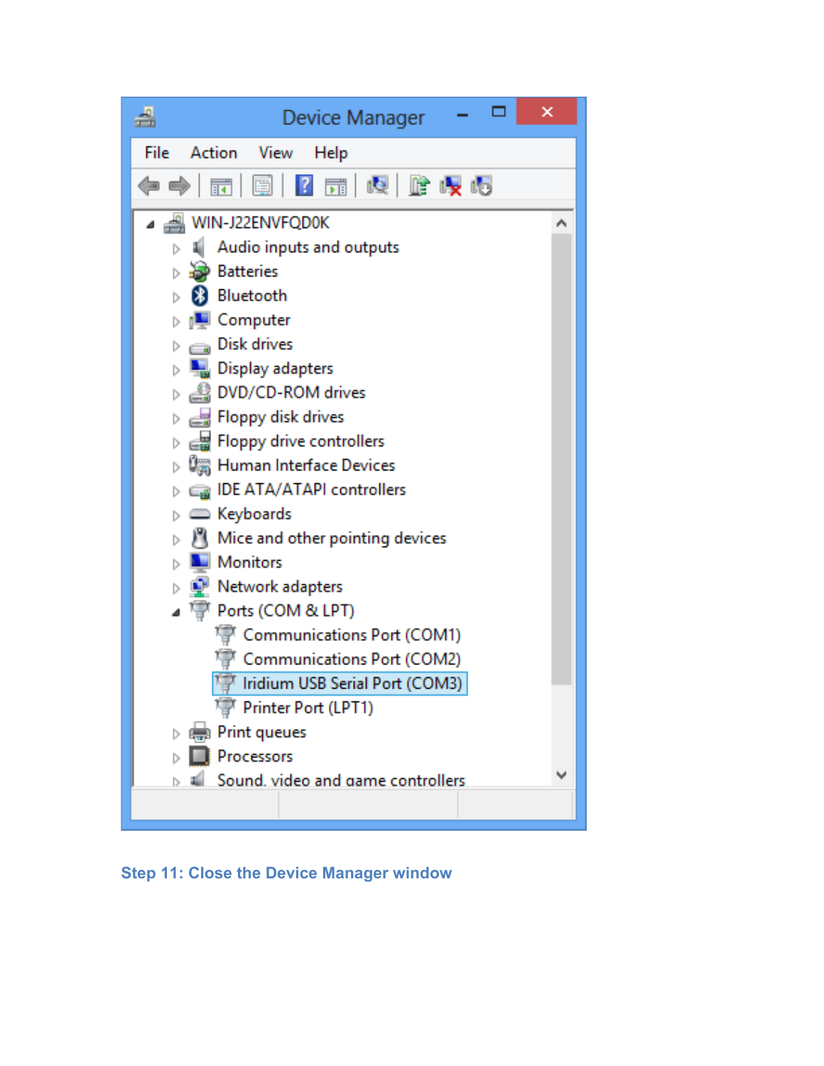**Step 11: Close the Device Manager window**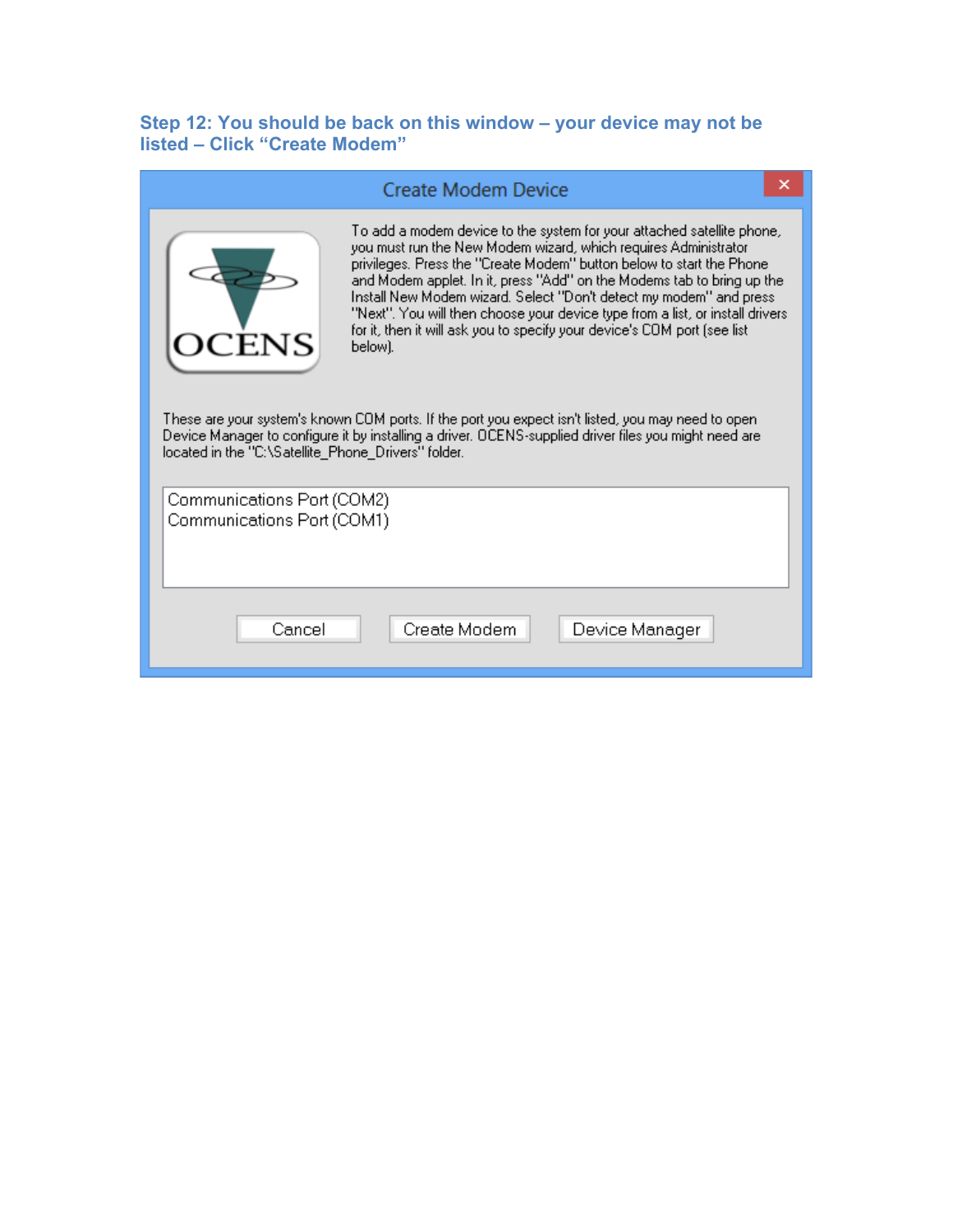### Step 12: You should be back on this window – your device may not be listed – Click "Create Modem"

Create Modem Device

To add a modem device to the system for your attached satellite phone, you must run the New Modem wizard, which requires Administrator privileges. Press the "Create Modem" button below to start the Phone and Modem applet. In it, press "Add" on the Modems tab to bring up the Install New Modem wizard. Select "Don't detect my modem" and press "Next". You will then choose your device type from a list, or install drivers for it, then it will ask you to specify your device's COM port (see list below).

These are your system's known COM ports. If the port you expect isn't listed, you may need to open Device Manager to configure it by installing a driver. OCENS-supplied driver files you might need are located in the "C:\Satellite_Phone_Drivers" folder.

Communications Port (COM2)
Communications Port (COM1)

Cancel | Create Modem | Device Manager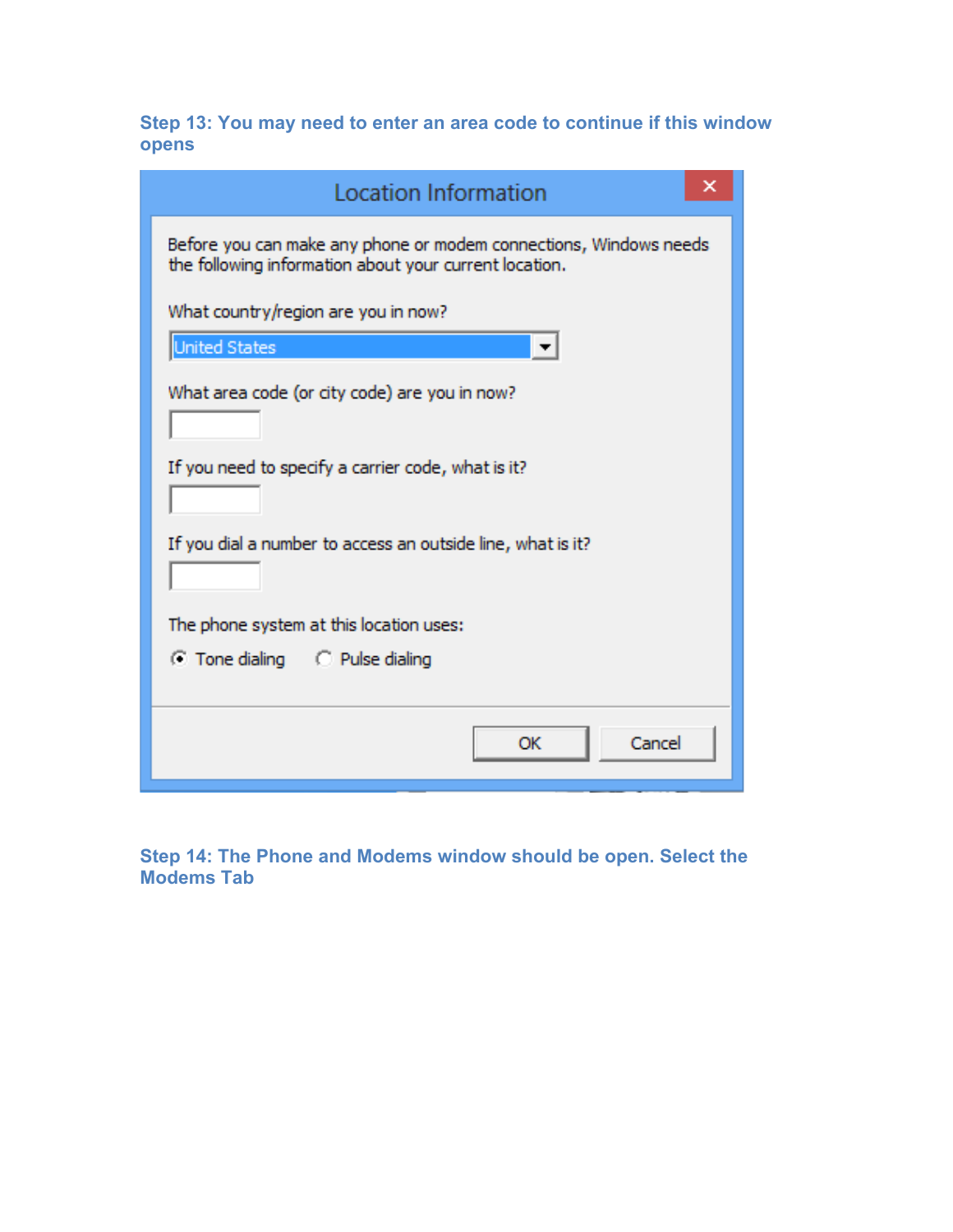### Step 13: You may need to enter an area code to continue if this window opens

### Step 14: The Phone and Modems window should be open. Select the Modems Tab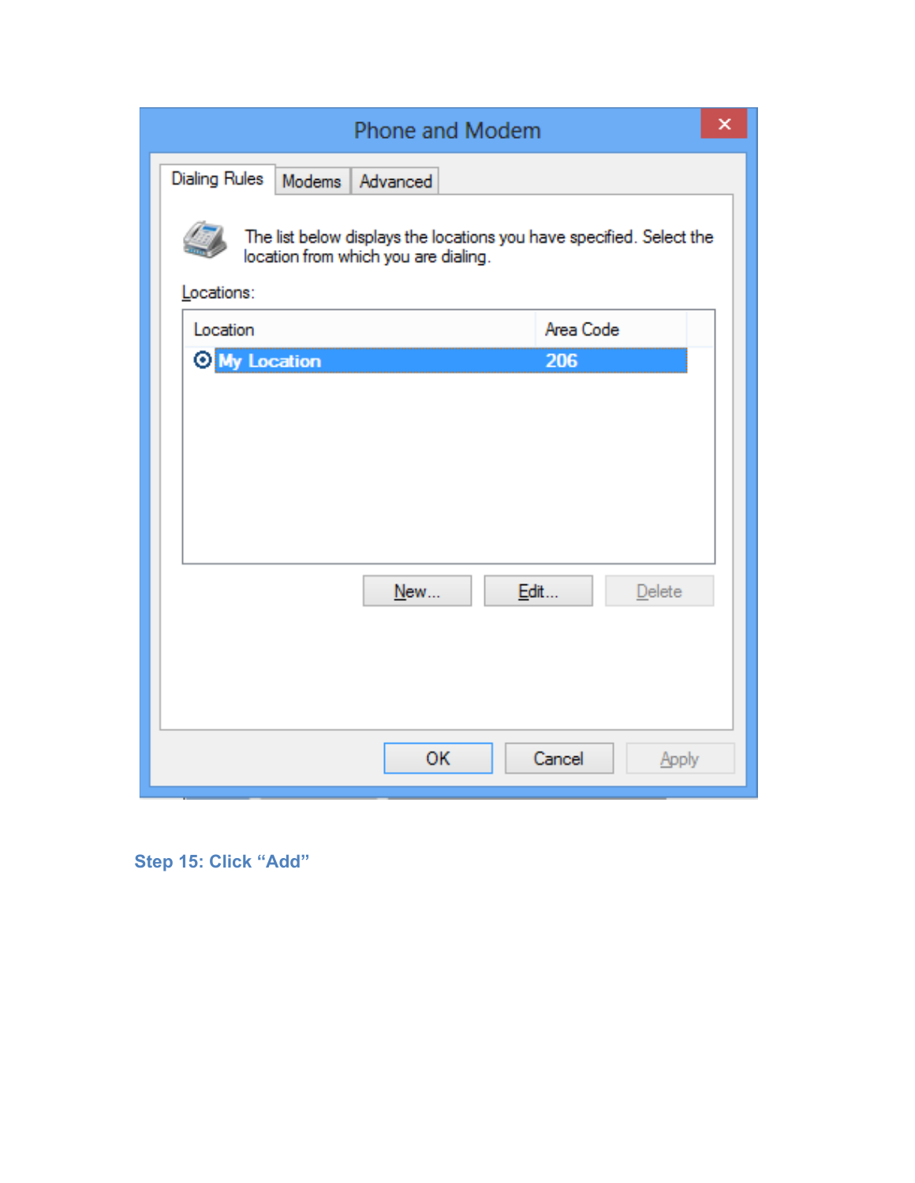Phone and Modem

Dialing Rules | Modems | Advanced

The list below displays the locations you have specified. Select the location from which you are dialing.

Locations:

| Location | Area Code |
| --- | --- |
| My Location | 206 |

New... Edit... Delete

OK Cancel Apply

**Step 15: Click "Add"**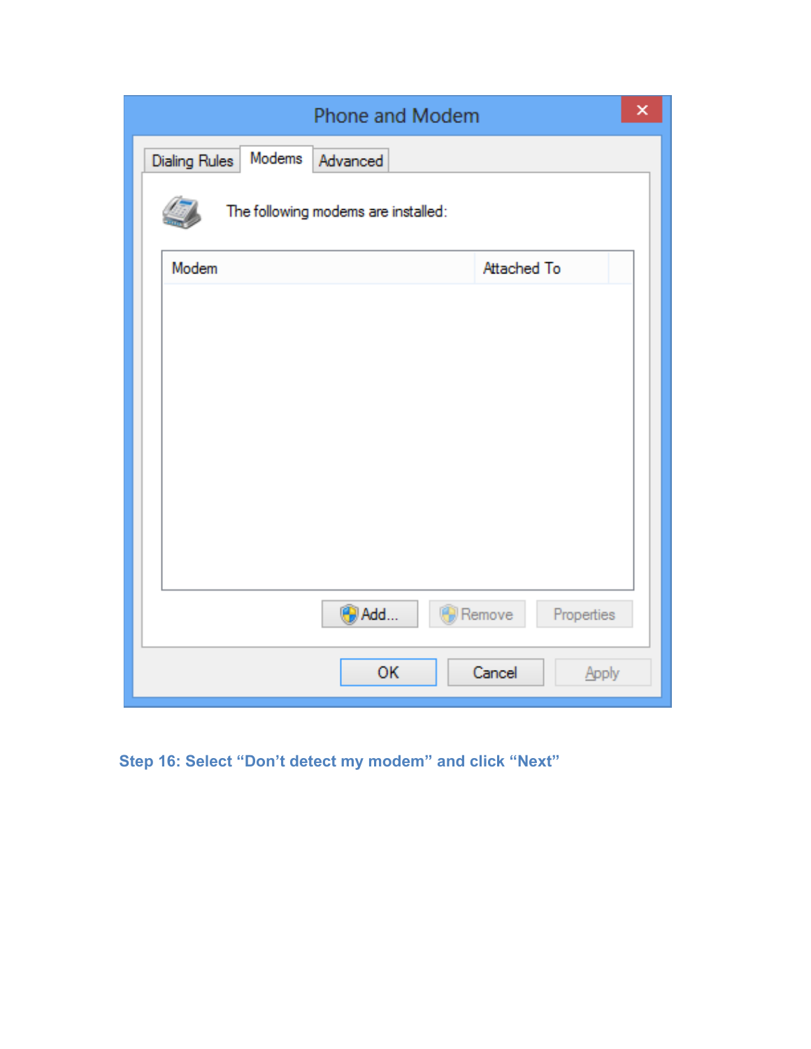**Step 16: Select "Don't detect my modem" and click "Next"**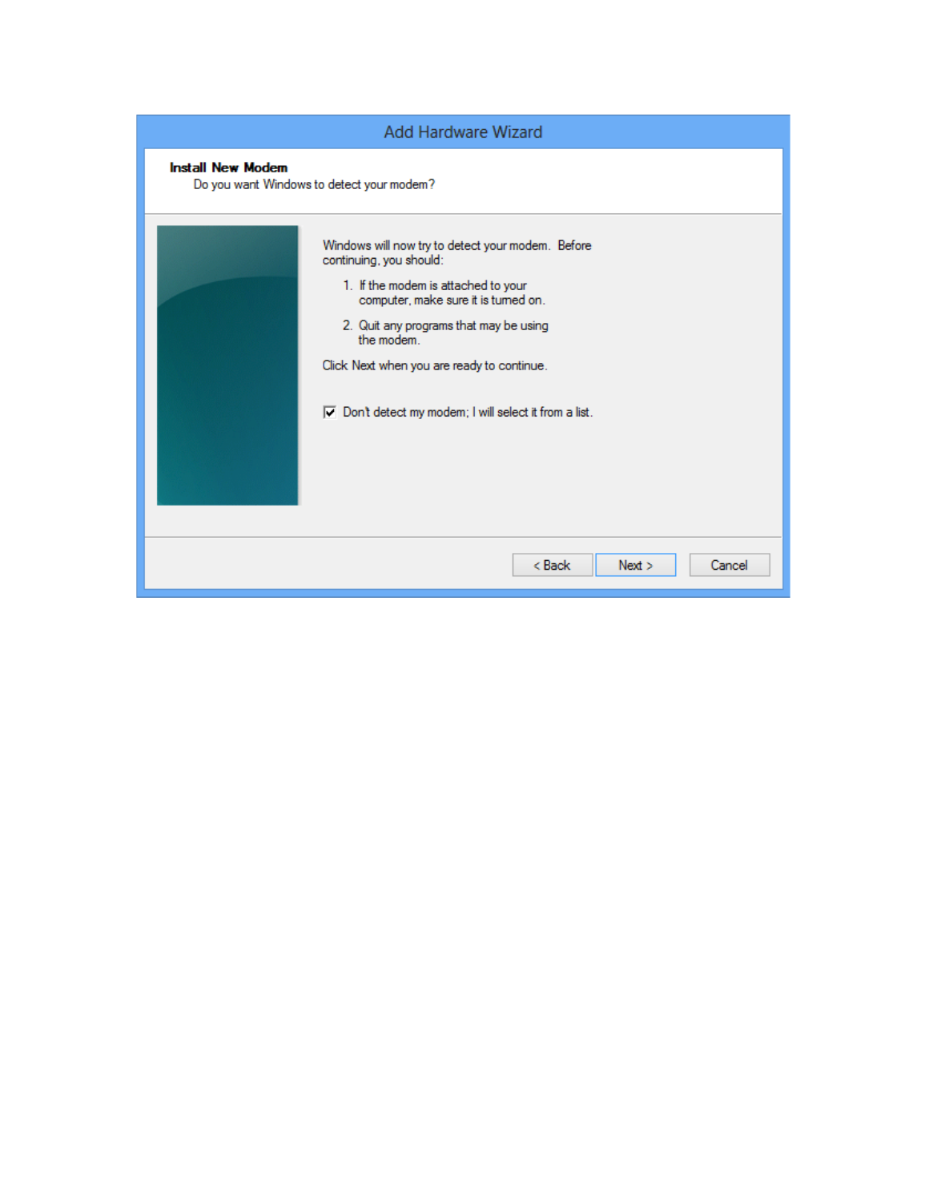Add Hardware Wizard

**Install New Modem**

Do you want Windows to detect your modem?

Windows will now try to detect your modem. Before continuing, you should:

1. If the modem is attached to your computer, make sure it is turned on.
2. Quit any programs that may be using the modem.

Click Next when you are ready to continue.

☑ Don't detect my modem; I will select it from a list.

< Back | Next > | Cancel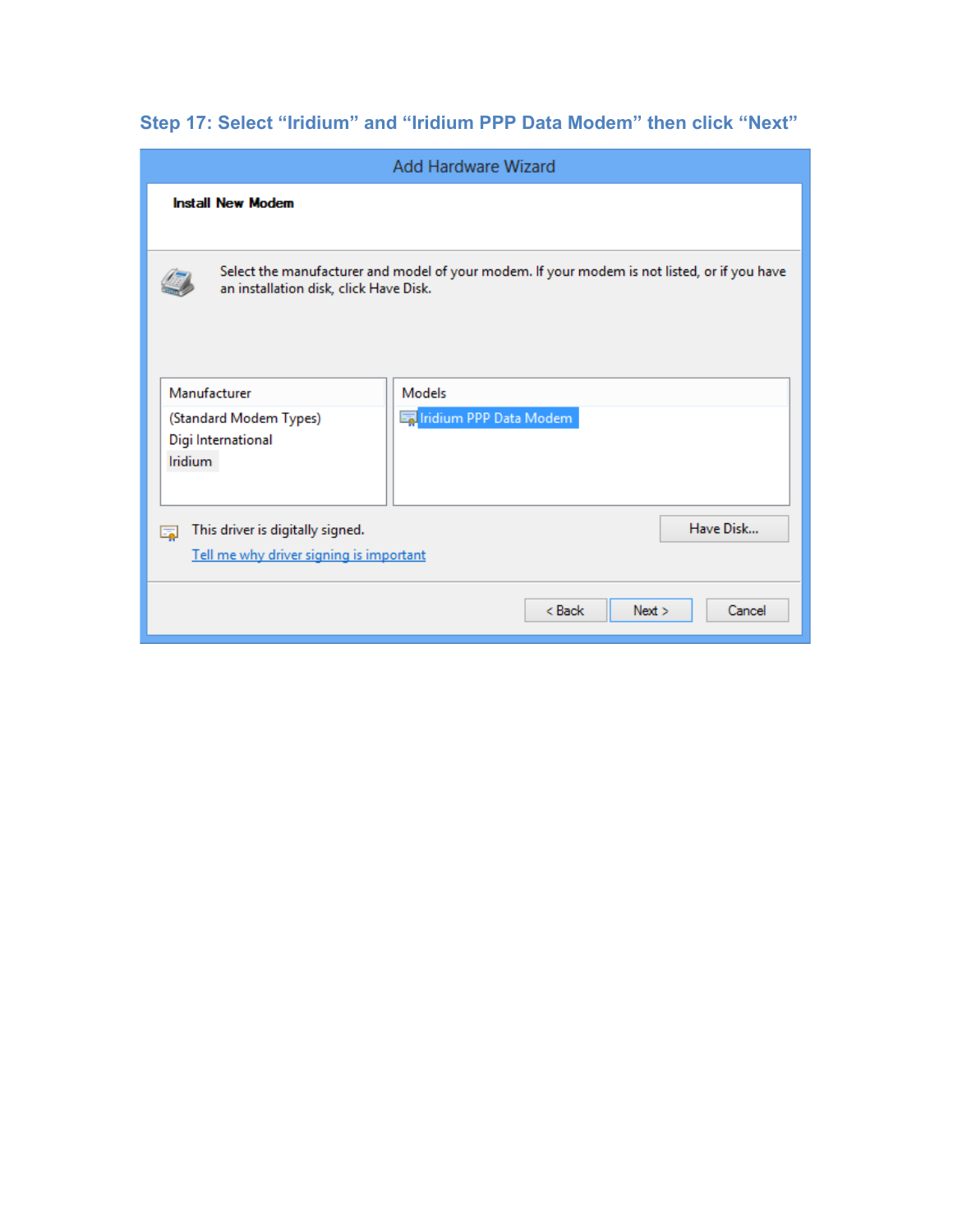### Step 17: Select "Iridium" and "Iridium PPP Data Modem" then click "Next"

Add Hardware Wizard

**Install New Modem**

Select the manufacturer and model of your modem. If your modem is not listed, or if you have an installation disk, click Have Disk.

| Manufacturer | Models |
| --- | --- |
| (Standard Modem Types) | Iridium PPP Data Modem |
| Digi International | |
| Iridium | |

This driver is digitally signed.

Tell me why driver signing is important

Have Disk...

< Back | Next > | Cancel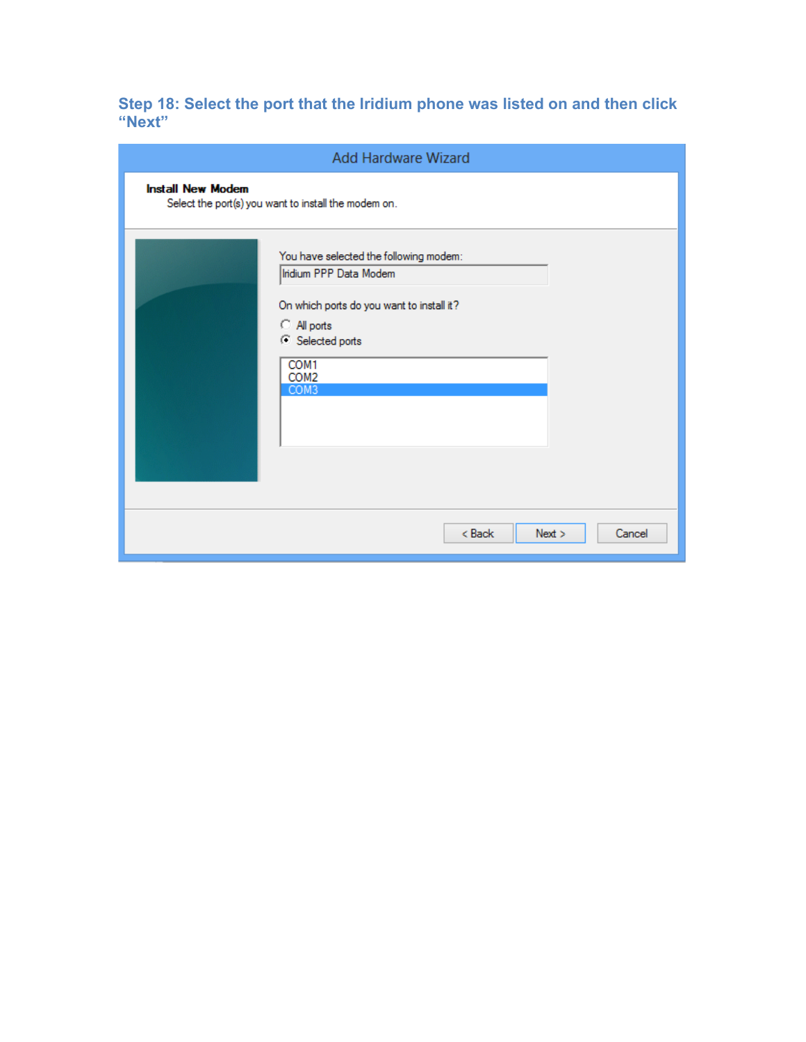### Step 18: Select the port that the Iridium phone was listed on and then click "Next"

Add Hardware Wizard

**Install New Modem**

Select the port(s) you want to install the modem on.

You have selected the following modem:

Iridium PPP Data Modem

On which ports do you want to install it?

- All ports
- Selected ports

COM1
COM2
COM3

< Back | Next > | Cancel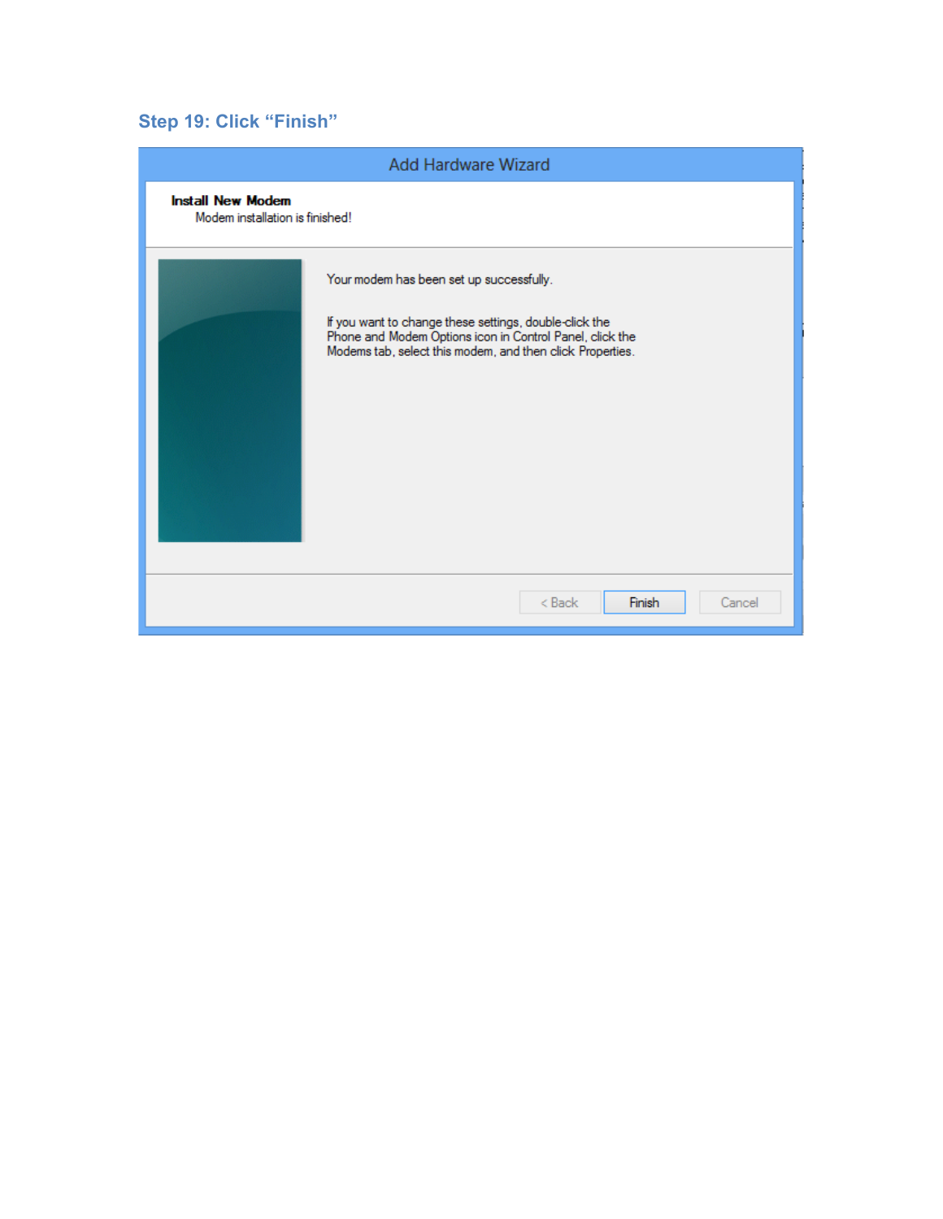### Step 19: Click “Finish”

Add Hardware Wizard

**Install New Modem**

Modem installation is finished!

Your modem has been set up successfully.

If you want to change these settings, double-click the Phone and Modem Options icon in Control Panel, click the Modems tab, select this modem, and then click Properties.

< Back | Finish | Cancel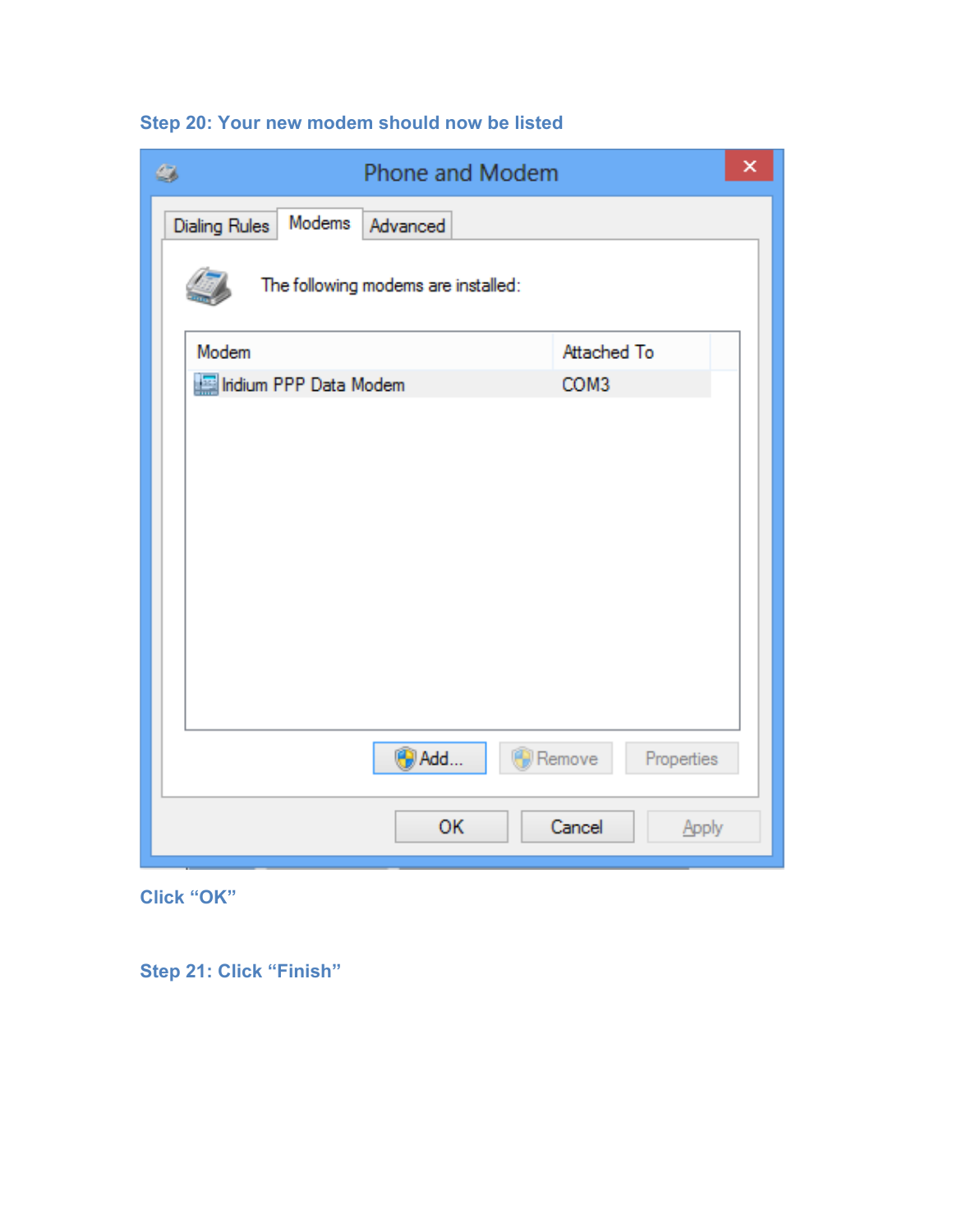**Step 20: Your new modem should now be listed**

**Click "OK"**

**Step 21: Click "Finish"**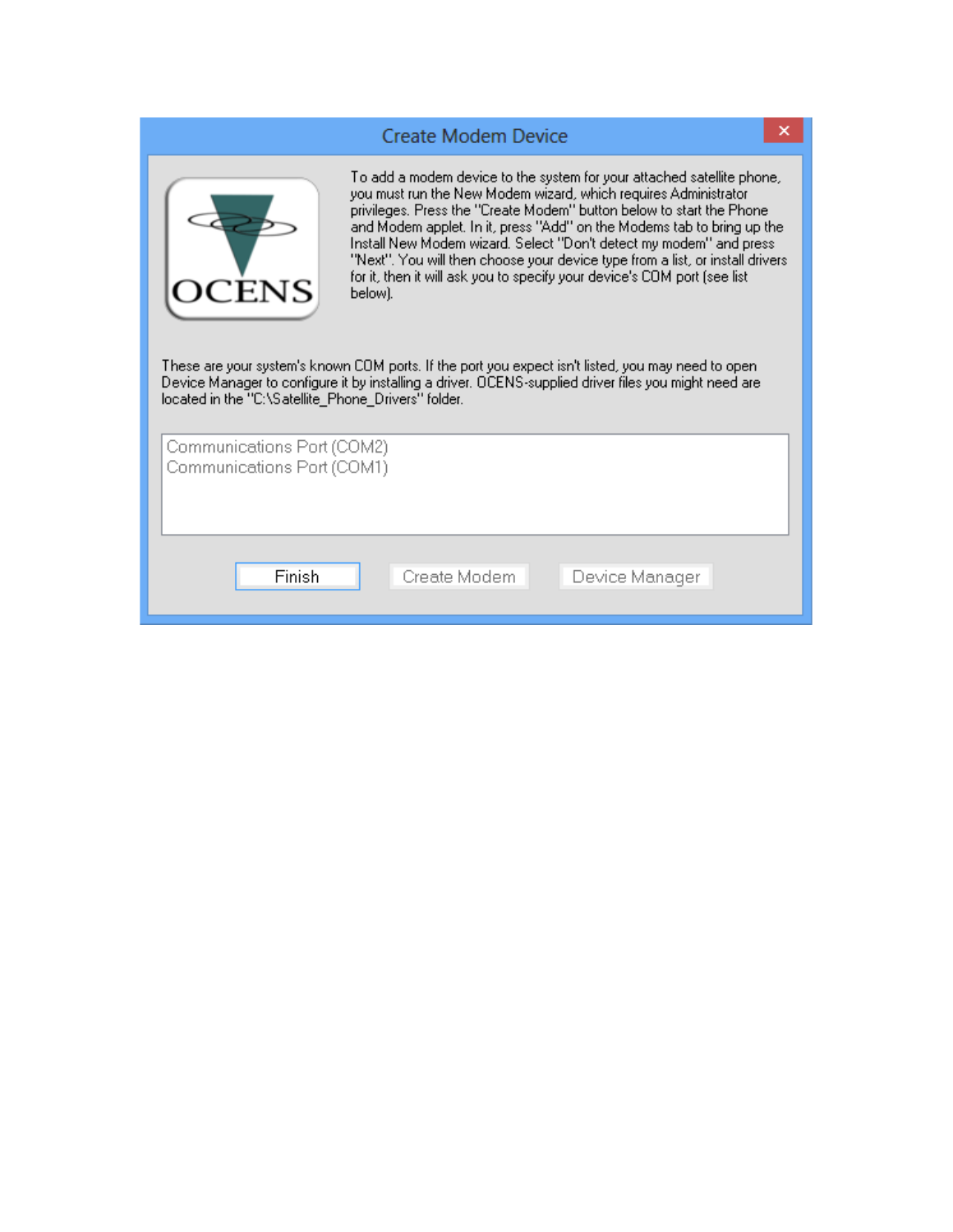## Create Modem Device

OCENS

To add a modem device to the system for your attached satellite phone, you must run the New Modem wizard, which requires Administrator privileges. Press the "Create Modem" button below to start the Phone and Modem applet. In it, press "Add" on the Modems tab to bring up the Install New Modem wizard. Select "Don't detect my modem" and press "Next". You will then choose your device type from a list, or install drivers for it, then it will ask you to specify your device's COM port (see list below).

These are your system's known COM ports. If the port you expect isn't listed, you may need to open Device Manager to configure it by installing a driver. OCENS-supplied driver files you might need are located in the "C:\Satellite_Phone_Drivers" folder.

Communications Port (COM2)
Communications Port (COM1)

Finish | Create Modem | Device Manager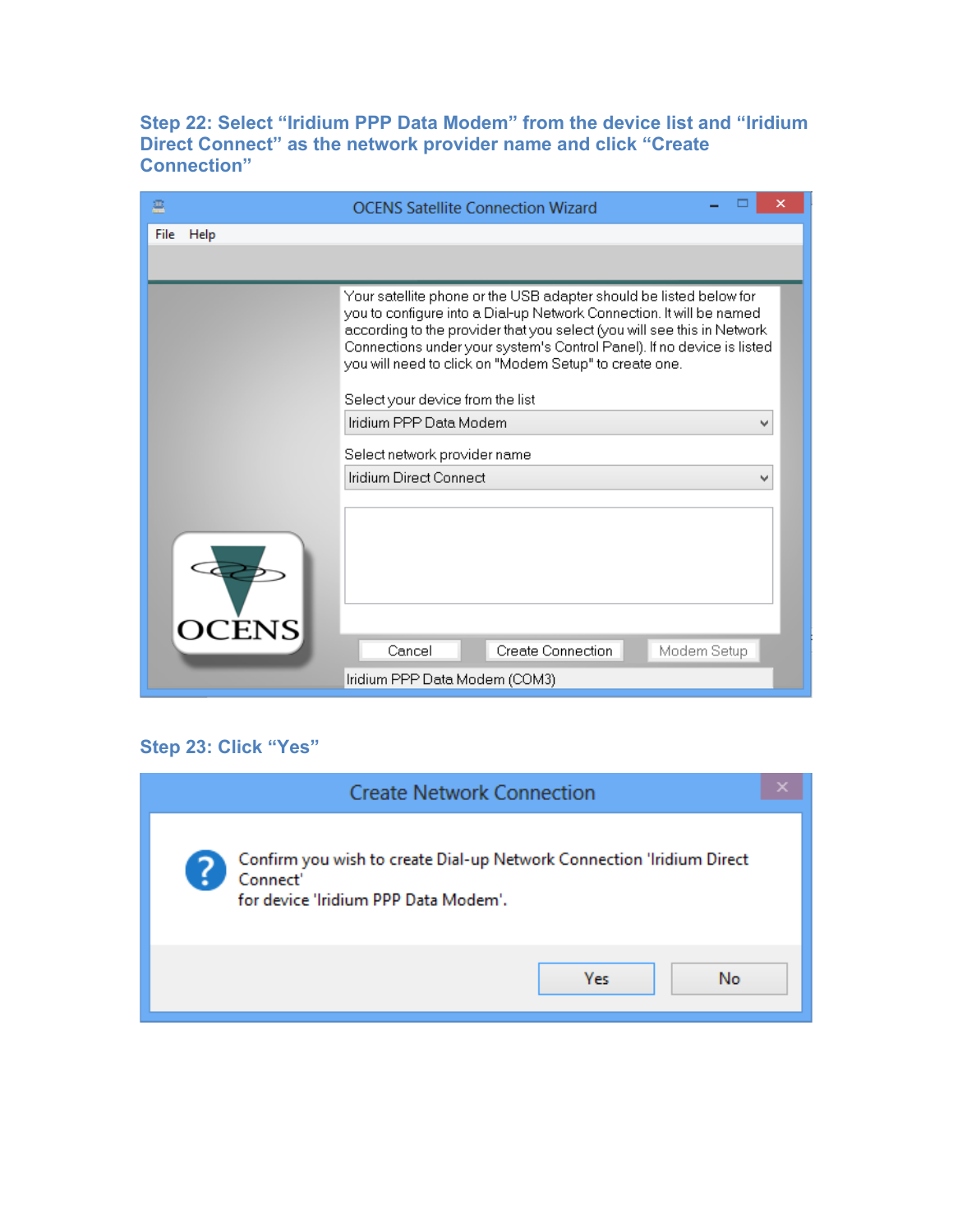### Step 22: Select “Iridium PPP Data Modem” from the device list and “Iridium Direct Connect” as the network provider name and click “Create Connection”

### Step 23: Click “Yes”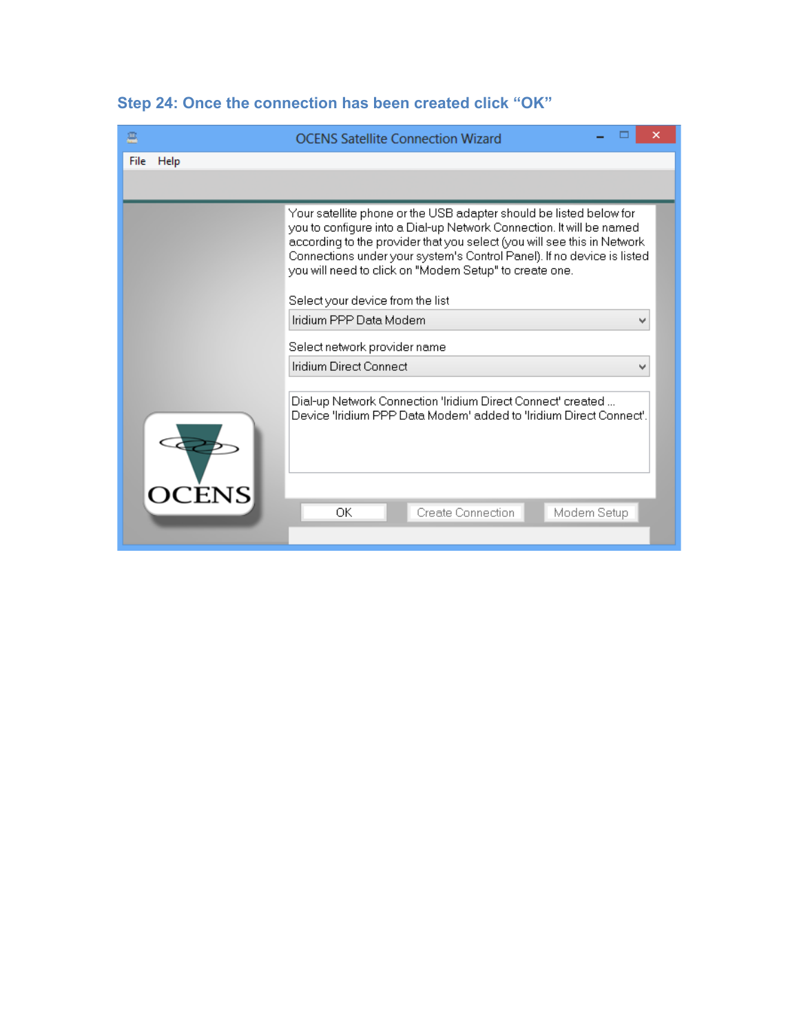### Step 24: Once the connection has been created click "OK"

OCENS Satellite Connection Wizard

File Help

Your satellite phone or the USB adapter should be listed below for you to configure into a Dial-up Network Connection. It will be named according to the provider that you select (you will see this in Network Connections under your system's Control Panel). If no device is listed you will need to click on "Modem Setup" to create one.

Select your device from the list

Iridium PPP Data Modem

Select network provider name

Iridium Direct Connect

Dial-up Network Connection 'Iridium Direct Connect' created ...
Device 'Iridium PPP Data Modem' added to 'Iridium Direct Connect'.

OK | Create Connection | Modem Setup

OCENS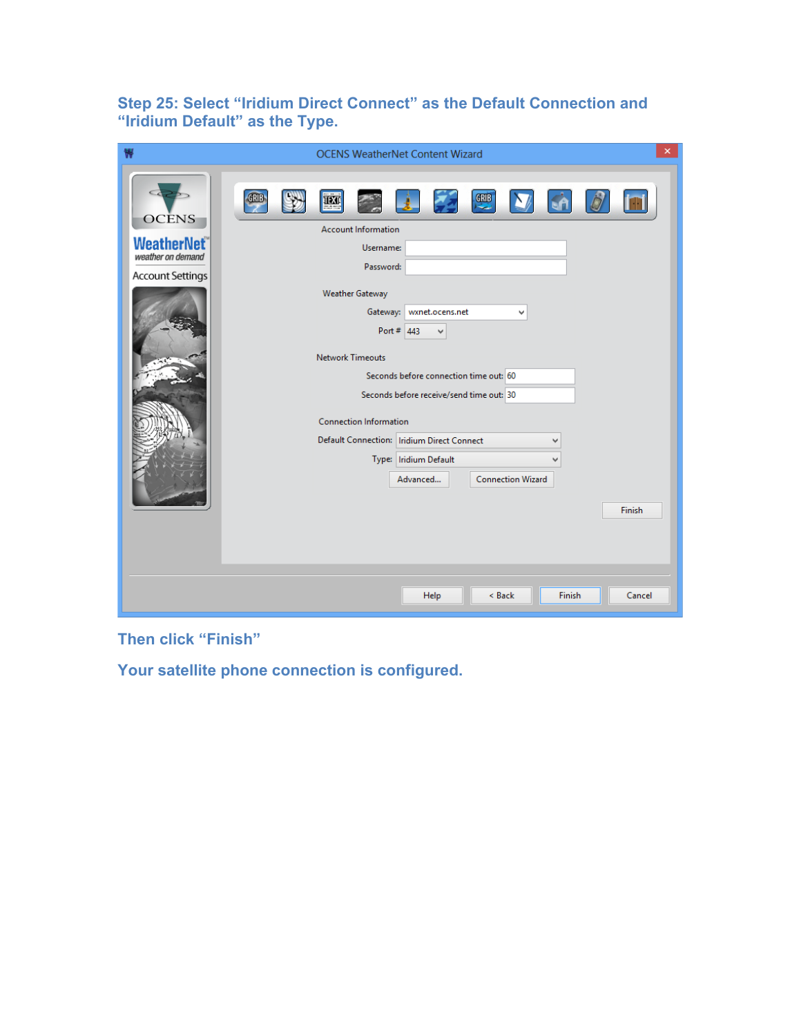**Step 25: Select "Iridium Direct Connect" as the Default Connection and "Iridium Default" as the Type.**

**Then click "Finish"**

**Your satellite phone connection is configured.**